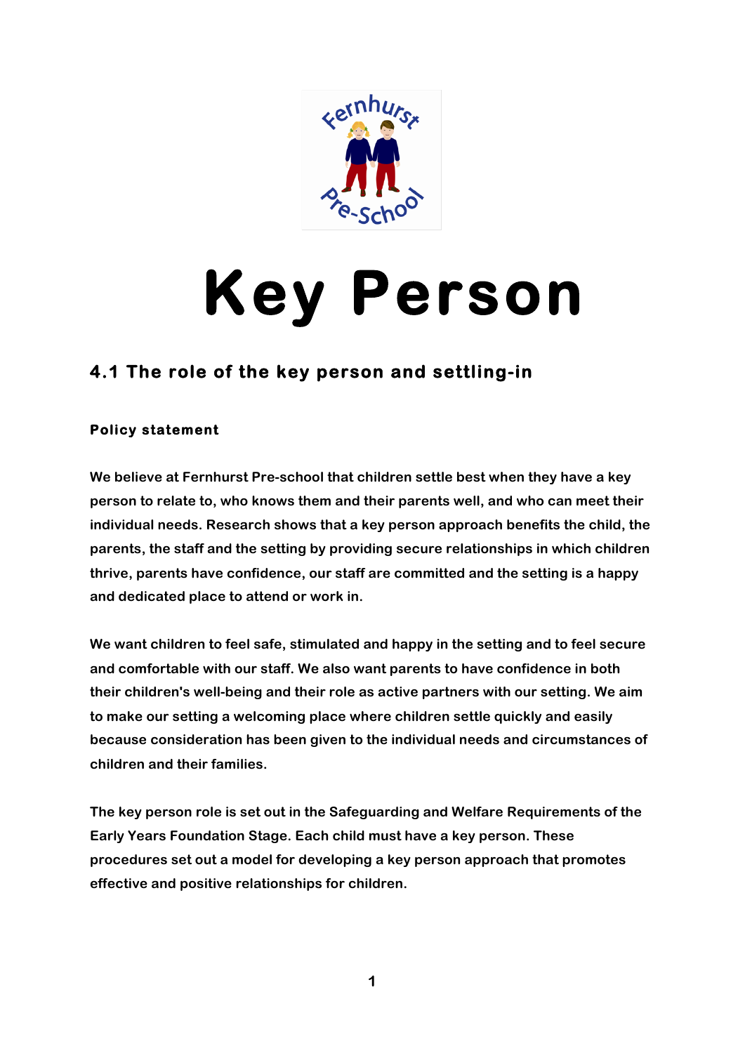# Key Person

## 4.1 The role of the key person and settling-in

### Policy statement

We believe at Fernhurst Pre-school that children settle best when they have a key person to relate to, who knows them and their parents well, and who can meet their individual needs. Research shows that a key person approach benefits the child, the parents, the staff and the setting by providing secure relationships in which children thrive, parents have confidence, our staff are committed and the setting is a happy and dedicated place to attend or work in.

We want children to feel safe, stimulated and happy in the setting and to feel secure and comfortable with our staff. We also want parents to have confidence in both their children's well-being and their role as active partners with our setting. We aim to make our setting a welcoming place where children settle quickly and easily because consideration has been given to the individual needs and circumstances of children and their families.

The key person role is set out in the Safeguarding and Welfare Requirements of the Early Years Foundation Stage. Each child must have a key person. These procedures set out a model for developing a key person approach that promotes effective and positive relationships for children.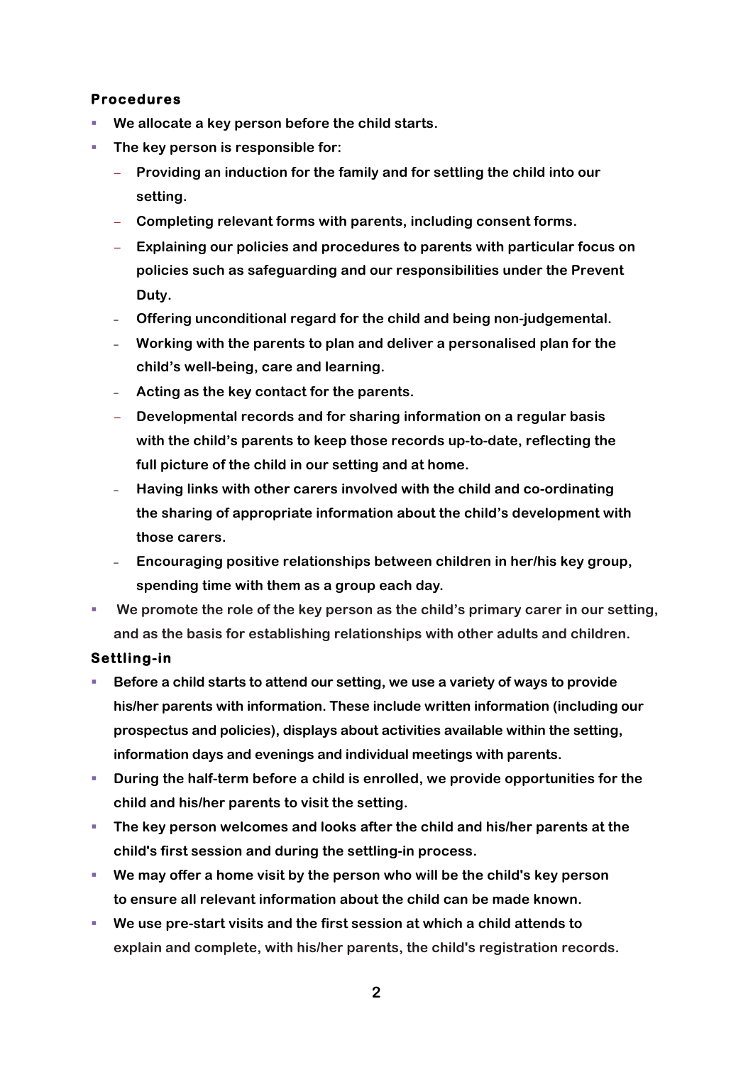### Procedures

- We allocate a key person before the child starts.
- The key person is responsible for:
  - Providing an induction for the family and for settling the child into our setting.
  - Completing relevant forms with parents, including consent forms.
  - Explaining our policies and procedures to parents with particular focus on policies such as safeguarding and our responsibilities under the Prevent Duty.
  - Offering unconditional regard for the child and being non-judgemental.
  - Working with the parents to plan and deliver a personalised plan for the child's well-being, care and learning.
  - Acting as the key contact for the parents.
  - Developmental records and for sharing information on a regular basis with the child's parents to keep those records up-to-date, reflecting the full picture of the child in our setting and at home.
  - Having links with other carers involved with the child and co-ordinating the sharing of appropriate information about the child's development with those carers.
  - Encouraging positive relationships between children in her/his key group, spending time with them as a group each day.
- We promote the role of the key person as the child's primary carer in our setting, and as the basis for establishing relationships with other adults and children.

### Settling-in

- Before a child starts to attend our setting, we use a variety of ways to provide his/her parents with information. These include written information (including our prospectus and policies), displays about activities available within the setting, information days and evenings and individual meetings with parents.
- During the half-term before a child is enrolled, we provide opportunities for the child and his/her parents to visit the setting.
- The key person welcomes and looks after the child and his/her parents at the child's first session and during the settling-in process.
- We may offer a home visit by the person who will be the child's key person to ensure all relevant information about the child can be made known.
- We use pre-start visits and the first session at which a child attends to explain and complete, with his/her parents, the child's registration records.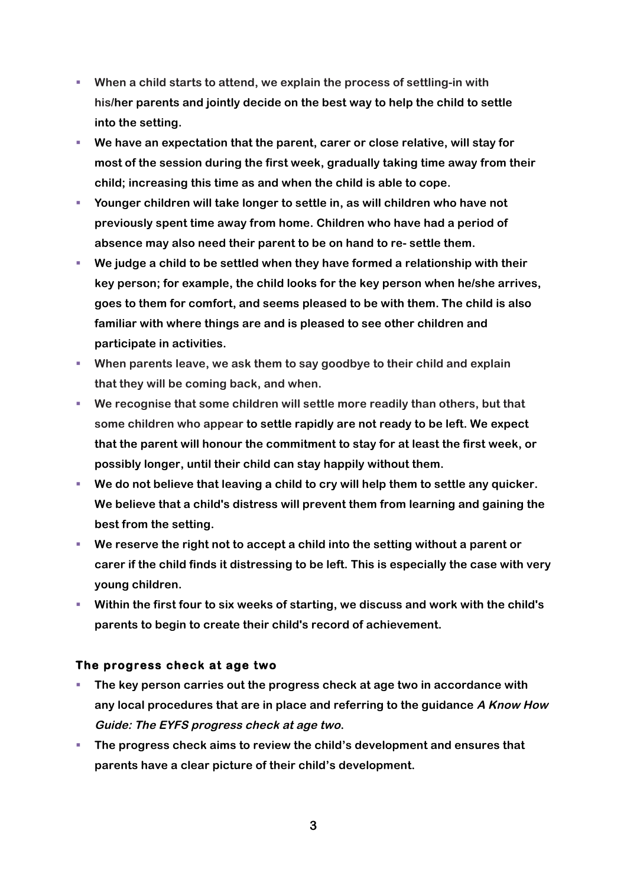- When a child starts to attend, we explain the process of settling-in with his/her parents and jointly decide on the best way to help the child to settle into the setting.
- We have an expectation that the parent, carer or close relative, will stay for most of the session during the first week, gradually taking time away from their child; increasing this time as and when the child is able to cope.
- Younger children will take longer to settle in, as will children who have not previously spent time away from home. Children who have had a period of absence may also need their parent to be on hand to re- settle them.
- We judge a child to be settled when they have formed a relationship with their key person; for example, the child looks for the key person when he/she arrives, goes to them for comfort, and seems pleased to be with them. The child is also familiar with where things are and is pleased to see other children and participate in activities.
- When parents leave, we ask them to say goodbye to their child and explain that they will be coming back, and when.
- We recognise that some children will settle more readily than others, but that some children who appear to settle rapidly are not ready to be left. We expect that the parent will honour the commitment to stay for at least the first week, or possibly longer, until their child can stay happily without them.
- We do not believe that leaving a child to cry will help them to settle any quicker. We believe that a child's distress will prevent them from learning and gaining the best from the setting.
- We reserve the right not to accept a child into the setting without a parent or carer if the child finds it distressing to be left. This is especially the case with very young children.
- Within the first four to six weeks of starting, we discuss and work with the child's parents to begin to create their child's record of achievement.

### The progress check at age two

- The key person carries out the progress check at age two in accordance with any local procedures that are in place and referring to the guidance *A Know How Guide: The EYFS progress check at age two*.
- The progress check aims to review the child's development and ensures that parents have a clear picture of their child's development.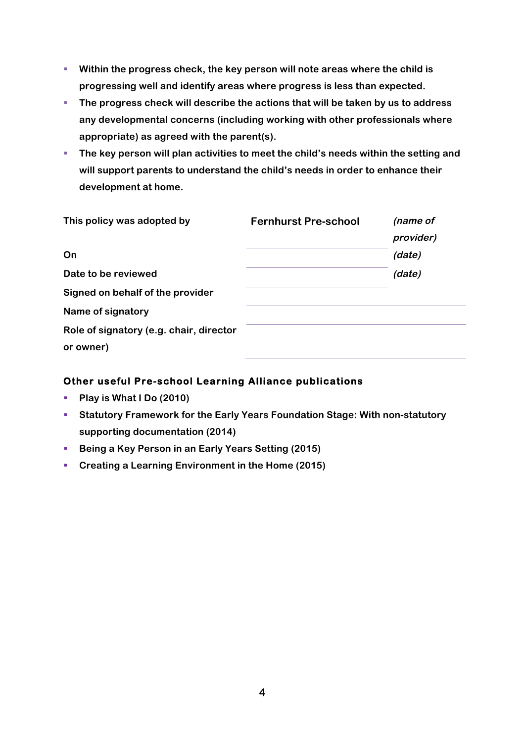- **Within the progress check, the key person will note areas where the child is progressing well and identify areas where progress is less than expected.**
- **The progress check will describe the actions that will be taken by us to address any developmental concerns (including working with other professionals where appropriate) as agreed with the parent(s).**
- **The key person will plan activities to meet the child's needs within the setting and will support parents to understand the child's needs in order to enhance their development at home.**

| | | |
|---|---|---|
| **This policy was adopted by** | **Fernhurst Pre-school** | ***(name of provider)*** |
| **On** | | ***(date)*** |
| **Date to be reviewed** | | ***(date)*** |
| **Signed on behalf of the provider** | | |
| **Name of signatory** | | |
| **Role of signatory (e.g. chair, director or owner)** | | |

### Other useful Pre-school Learning Alliance publications

- **Play is What I Do (2010)**
- **Statutory Framework for the Early Years Foundation Stage: With non-statutory supporting documentation (2014)**
- **Being a Key Person in an Early Years Setting (2015)**
- **Creating a Learning Environment in the Home (2015)**